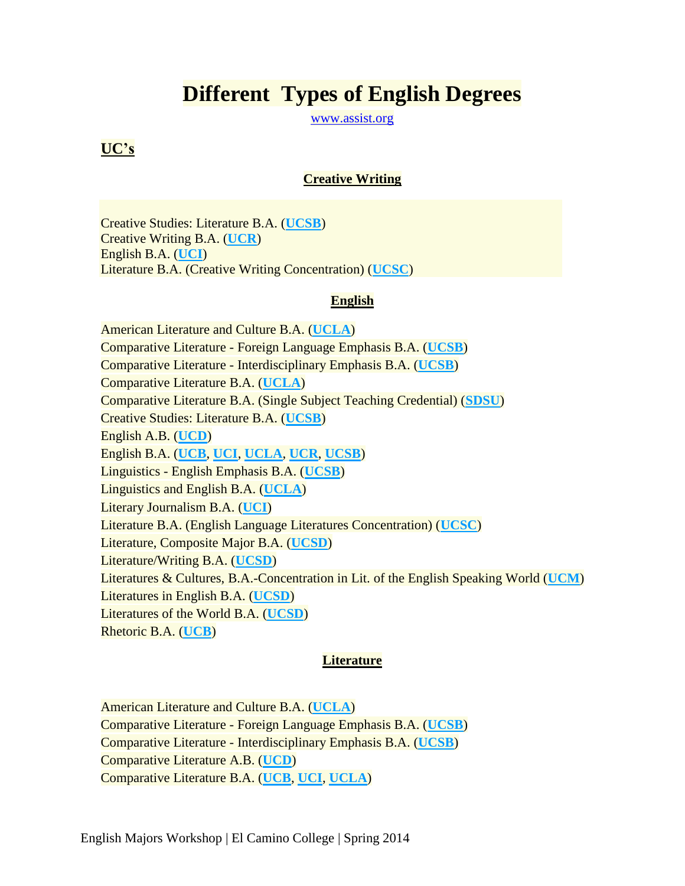# Different Types of English Degrees

www.assist.org

## UC's

### Creative Writing

Creative Studies: Literature B.A. (**UCSB**)
Creative Writing B.A. (**UCR**)
English B.A. (**UCI**)
Literature B.A. (Creative Writing Concentration) (**UCSC**)

### English

American Literature and Culture B.A. (**UCLA**)
Comparative Literature - Foreign Language Emphasis B.A. (**UCSB**)
Comparative Literature - Interdisciplinary Emphasis B.A. (**UCSB**)
Comparative Literature B.A. (**UCLA**)
Comparative Literature B.A. (Single Subject Teaching Credential) (**SDSU**)
Creative Studies: Literature B.A. (**UCSB**)
English A.B. (**UCD**)
English B.A. (**UCB**, **UCI**, **UCLA**, **UCR**, **UCSB**)
Linguistics - English Emphasis B.A. (**UCSB**)
Linguistics and English B.A. (**UCLA**)
Literary Journalism B.A. (**UCI**)
Literature B.A. (English Language Literatures Concentration) (**UCSC**)
Literature, Composite Major B.A. (**UCSD**)
Literature/Writing B.A. (**UCSD**)
Literatures & Cultures, B.A.-Concentration in Lit. of the English Speaking World (**UCM**)
Literatures in English B.A. (**UCSD**)
Literatures of the World B.A. (**UCSD**)
Rhetoric B.A. (**UCB**)

### Literature

American Literature and Culture B.A. (**UCLA**)
Comparative Literature - Foreign Language Emphasis B.A. (**UCSB**)
Comparative Literature - Interdisciplinary Emphasis B.A. (**UCSB**)
Comparative Literature A.B. (**UCD**)
Comparative Literature B.A. (**UCB**, **UCI**, **UCLA**)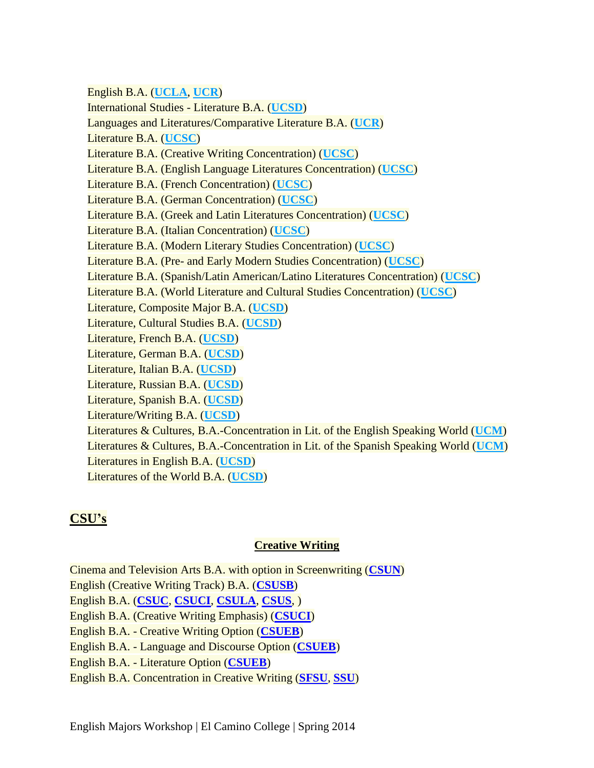English B.A. (**UCLA**, **UCR**)
International Studies - Literature B.A. (**UCSD**)
Languages and Literatures/Comparative Literature B.A. (**UCR**)
Literature B.A. (**UCSC**)
Literature B.A. (Creative Writing Concentration) (**UCSC**)
Literature B.A. (English Language Literatures Concentration) (**UCSC**)
Literature B.A. (French Concentration) (**UCSC**)
Literature B.A. (German Concentration) (**UCSC**)
Literature B.A. (Greek and Latin Literatures Concentration) (**UCSC**)
Literature B.A. (Italian Concentration) (**UCSC**)
Literature B.A. (Modern Literary Studies Concentration) (**UCSC**)
Literature B.A. (Pre- and Early Modern Studies Concentration) (**UCSC**)
Literature B.A. (Spanish/Latin American/Latino Literatures Concentration) (**UCSC**)
Literature B.A. (World Literature and Cultural Studies Concentration) (**UCSC**)
Literature, Composite Major B.A. (**UCSD**)
Literature, Cultural Studies B.A. (**UCSD**)
Literature, French B.A. (**UCSD**)
Literature, German B.A. (**UCSD**)
Literature, Italian B.A. (**UCSD**)
Literature, Russian B.A. (**UCSD**)
Literature, Spanish B.A. (**UCSD**)
Literature/Writing B.A. (**UCSD**)
Literatures & Cultures, B.A.-Concentration in Lit. of the English Speaking World (**UCM**)
Literatures & Cultures, B.A.-Concentration in Lit. of the Spanish Speaking World (**UCM**)
Literatures in English B.A. (**UCSD**)
Literatures of the World B.A. (**UCSD**)

## CSU's

### Creative Writing

Cinema and Television Arts B.A. with option in Screenwriting (**CSUN**)
English (Creative Writing Track) B.A. (**CSUSB**)
English B.A. (**CSUC**, **CSUCI**, **CSULA**, **CSUS**, )
English B.A. (Creative Writing Emphasis) (**CSUCI**)
English B.A. - Creative Writing Option (**CSUEB**)
English B.A. - Language and Discourse Option (**CSUEB**)
English B.A. - Literature Option (**CSUEB**)
English B.A. Concentration in Creative Writing (**SFSU**, **SSU**)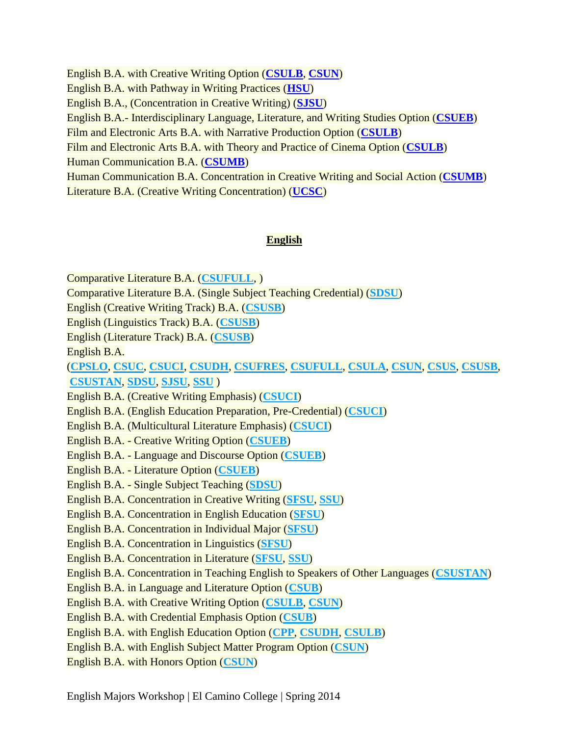English B.A. with Creative Writing Option (**CSULB**, **CSUN**)
English B.A. with Pathway in Writing Practices (**HSU**)
English B.A., (Concentration in Creative Writing) (**SJSU**)
English B.A.- Interdisciplinary Language, Literature, and Writing Studies Option (**CSUEB**)
Film and Electronic Arts B.A. with Narrative Production Option (**CSULB**)
Film and Electronic Arts B.A. with Theory and Practice of Cinema Option (**CSULB**)
Human Communication B.A. (**CSUMB**)
Human Communication B.A. Concentration in Creative Writing and Social Action (**CSUMB**)
Literature B.A. (Creative Writing Concentration) (**UCSC**)

## English

Comparative Literature B.A. (**CSUFULL**, )
Comparative Literature B.A. (Single Subject Teaching Credential) (**SDSU**)
English (Creative Writing Track) B.A. (**CSUSB**)
English (Linguistics Track) B.A. (**CSUSB**)
English (Literature Track) B.A. (**CSUSB**)
English B.A.
(**CPSLO**, **CSUC**, **CSUCI**, **CSUDH**, **CSUFRES**, **CSUFULL**, **CSULA**, **CSUN**, **CSUS**, **CSUSB**, **CSUSTAN**, **SDSU**, **SJSU**, **SSU** )
English B.A. (Creative Writing Emphasis) (**CSUCI**)
English B.A. (English Education Preparation, Pre-Credential) (**CSUCI**)
English B.A. (Multicultural Literature Emphasis) (**CSUCI**)
English B.A. - Creative Writing Option (**CSUEB**)
English B.A. - Language and Discourse Option (**CSUEB**)
English B.A. - Literature Option (**CSUEB**)
English B.A. - Single Subject Teaching (**SDSU**)
English B.A. Concentration in Creative Writing (**SFSU**, **SSU**)
English B.A. Concentration in English Education (**SFSU**)
English B.A. Concentration in Individual Major (**SFSU**)
English B.A. Concentration in Linguistics (**SFSU**)
English B.A. Concentration in Literature (**SFSU**, **SSU**)
English B.A. Concentration in Teaching English to Speakers of Other Languages (**CSUSTAN**)
English B.A. in Language and Literature Option (**CSUB**)
English B.A. with Creative Writing Option (**CSULB**, **CSUN**)
English B.A. with Credential Emphasis Option (**CSUB**)
English B.A. with English Education Option (**CPP**, **CSUDH**, **CSULB**)
English B.A. with English Subject Matter Program Option (**CSUN**)
English B.A. with Honors Option (**CSUN**)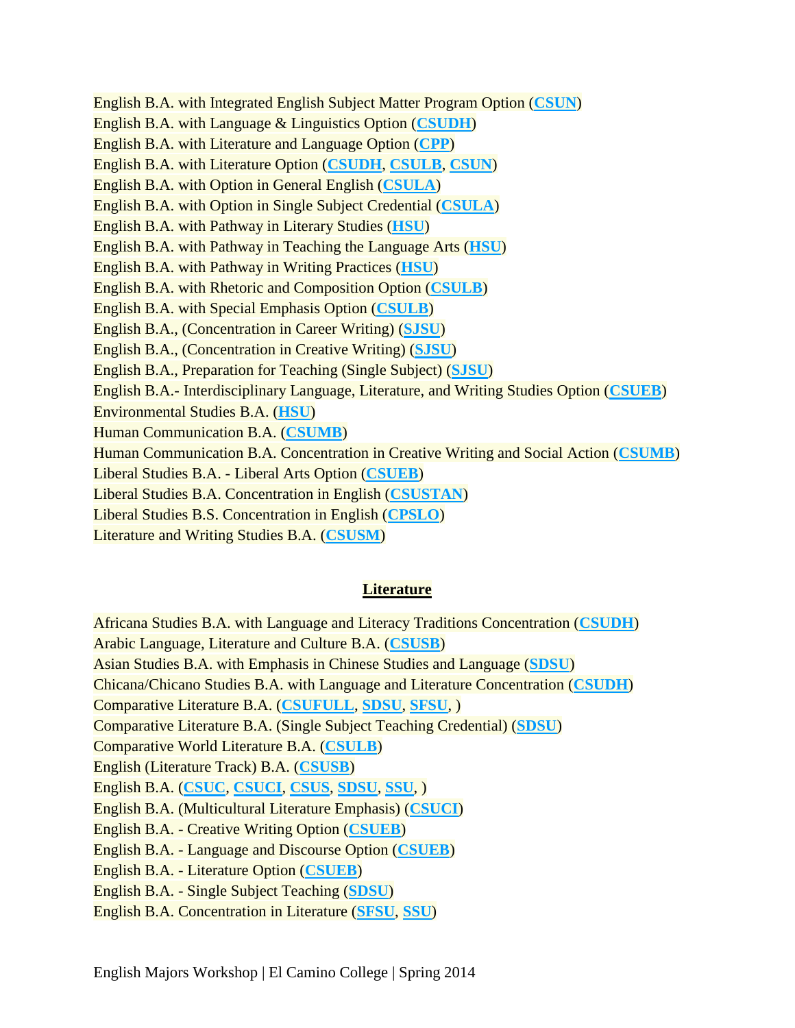English B.A. with Integrated English Subject Matter Program Option (**CSUN**)
English B.A. with Language & Linguistics Option (**CSUDH**)
English B.A. with Literature and Language Option (**CPP**)
English B.A. with Literature Option (**CSUDH**, **CSULB**, **CSUN**)
English B.A. with Option in General English (**CSULA**)
English B.A. with Option in Single Subject Credential (**CSULA**)
English B.A. with Pathway in Literary Studies (**HSU**)
English B.A. with Pathway in Teaching the Language Arts (**HSU**)
English B.A. with Pathway in Writing Practices (**HSU**)
English B.A. with Rhetoric and Composition Option (**CSULB**)
English B.A. with Special Emphasis Option (**CSULB**)
English B.A., (Concentration in Career Writing) (**SJSU**)
English B.A., (Concentration in Creative Writing) (**SJSU**)
English B.A., Preparation for Teaching (Single Subject) (**SJSU**)
English B.A.- Interdisciplinary Language, Literature, and Writing Studies Option (**CSUEB**)
Environmental Studies B.A. (**HSU**)
Human Communication B.A. (**CSUMB**)
Human Communication B.A. Concentration in Creative Writing and Social Action (**CSUMB**)
Liberal Studies B.A. - Liberal Arts Option (**CSUEB**)
Liberal Studies B.A. Concentration in English (**CSUSTAN**)
Liberal Studies B.S. Concentration in English (**CPSLO**)
Literature and Writing Studies B.A. (**CSUSM**)

## Literature

Africana Studies B.A. with Language and Literacy Traditions Concentration (**CSUDH**)
Arabic Language, Literature and Culture B.A. (**CSUSB**)
Asian Studies B.A. with Emphasis in Chinese Studies and Language (**SDSU**)
Chicana/Chicano Studies B.A. with Language and Literature Concentration (**CSUDH**)
Comparative Literature B.A. (**CSUFULL**, **SDSU**, **SFSU**, )
Comparative Literature B.A. (Single Subject Teaching Credential) (**SDSU**)
Comparative World Literature B.A. (**CSULB**)
English (Literature Track) B.A. (**CSUSB**)
English B.A. (**CSUC**, **CSUCI**, **CSUS**, **SDSU**, **SSU**, )
English B.A. (Multicultural Literature Emphasis) (**CSUCI**)
English B.A. - Creative Writing Option (**CSUEB**)
English B.A. - Language and Discourse Option (**CSUEB**)
English B.A. - Literature Option (**CSUEB**)
English B.A. - Single Subject Teaching (**SDSU**)
English B.A. Concentration in Literature (**SFSU**, **SSU**)

English Majors Workshop | El Camino College | Spring 2014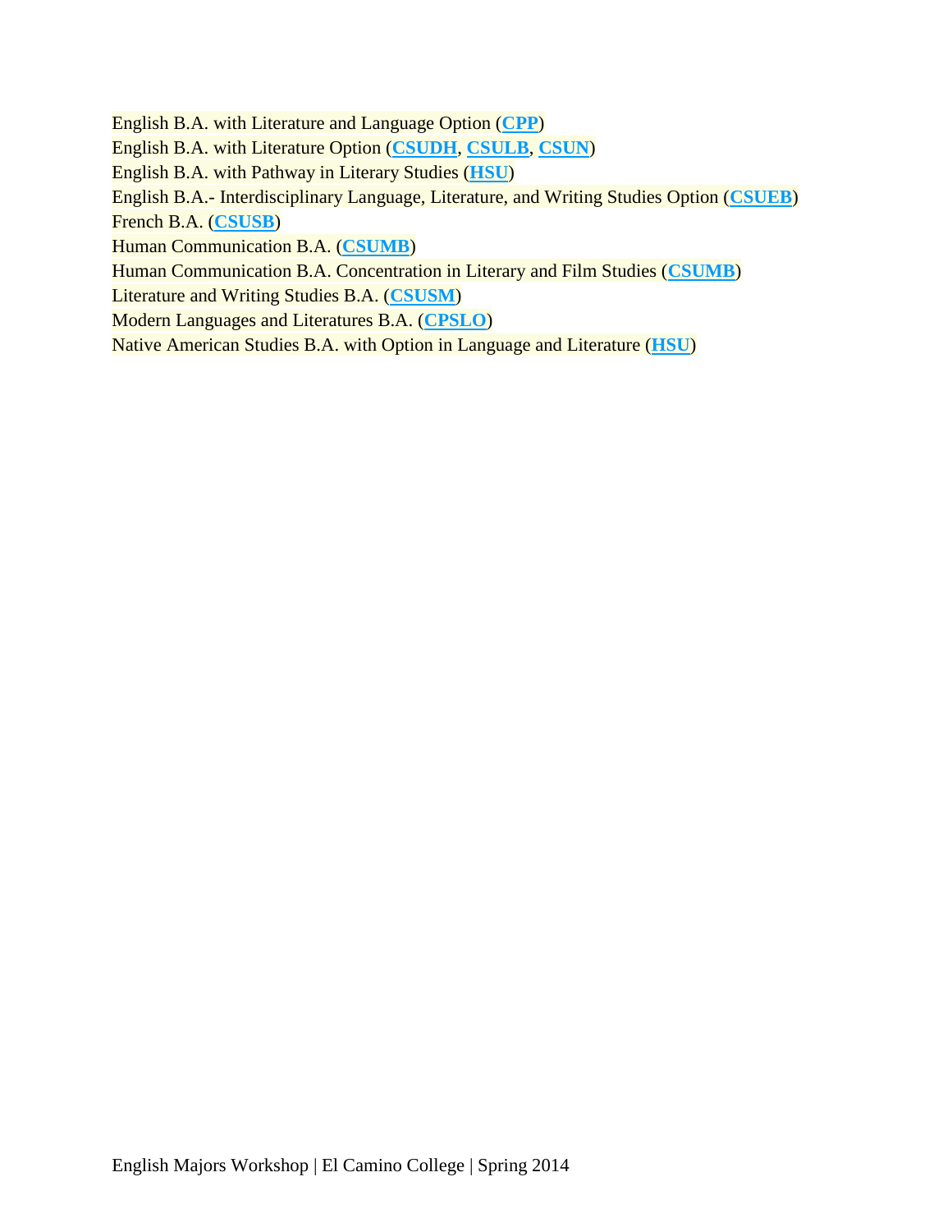English B.A. with Literature and Language Option (**CPP**)
English B.A. with Literature Option (**CSUDH**, **CSULB**, **CSUN**)
English B.A. with Pathway in Literary Studies (**HSU**)
English B.A.- Interdisciplinary Language, Literature, and Writing Studies Option (**CSUEB**)
French B.A. (**CSUSB**)
Human Communication B.A. (**CSUMB**)
Human Communication B.A. Concentration in Literary and Film Studies (**CSUMB**)
Literature and Writing Studies B.A. (**CSUSM**)
Modern Languages and Literatures B.A. (**CPSLO**)
Native American Studies B.A. with Option in Language and Literature (**HSU**)